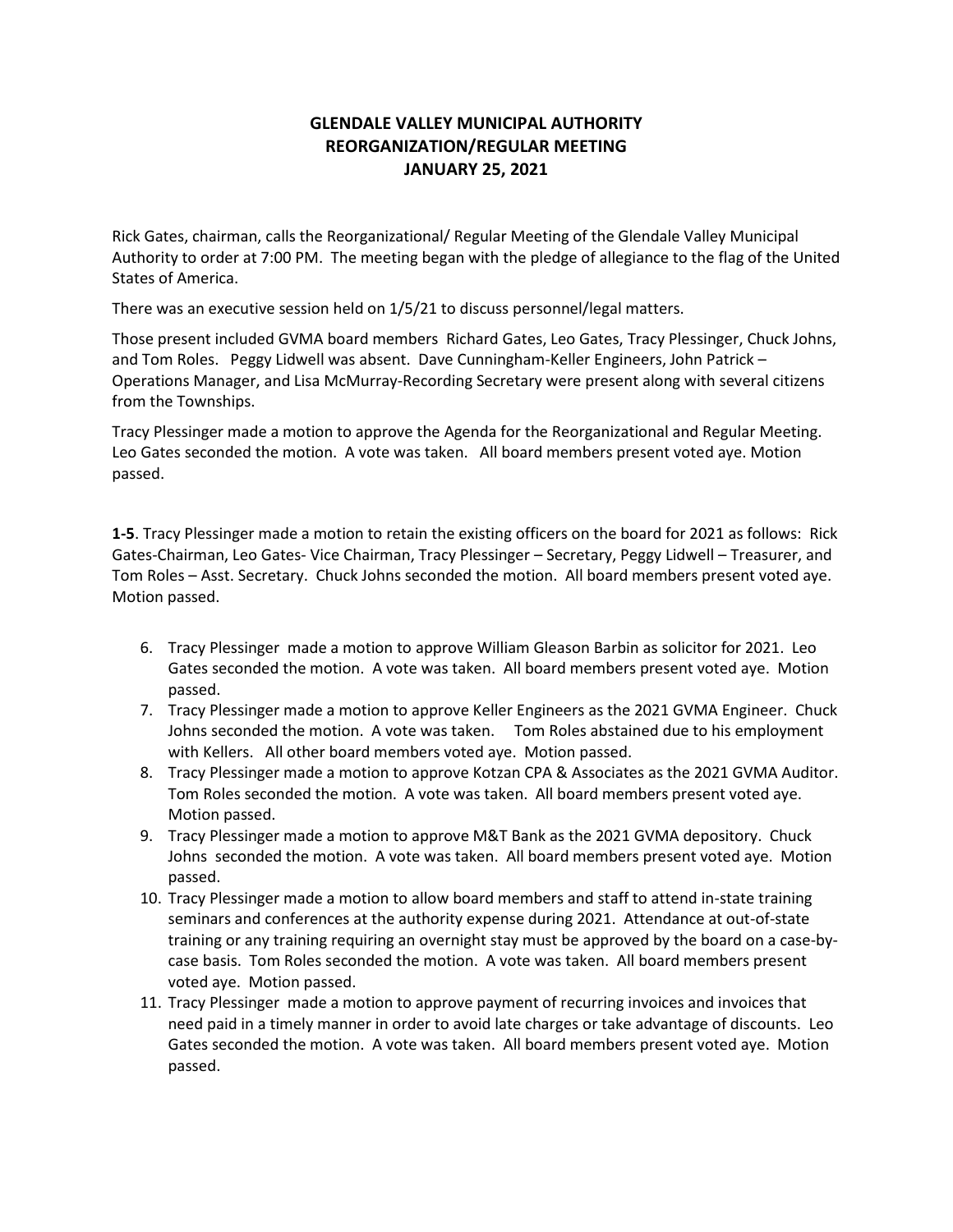**GLENDALE VALLEY MUNICIPAL AUTHORITY**
**REORGANIZATION/REGULAR MEETING**
**JANUARY 25, 2021**

Rick Gates, chairman, calls the Reorganizational/ Regular Meeting of the Glendale Valley Municipal Authority to order at 7:00 PM. The meeting began with the pledge of allegiance to the flag of the United States of America.

There was an executive session held on 1/5/21 to discuss personnel/legal matters.

Those present included GVMA board members Richard Gates, Leo Gates, Tracy Plessinger, Chuck Johns, and Tom Roles. Peggy Lidwell was absent. Dave Cunningham-Keller Engineers, John Patrick – Operations Manager, and Lisa McMurray-Recording Secretary were present along with several citizens from the Townships.

Tracy Plessinger made a motion to approve the Agenda for the Reorganizational and Regular Meeting. Leo Gates seconded the motion. A vote was taken. All board members present voted aye. Motion passed.

**1-5**. Tracy Plessinger made a motion to retain the existing officers on the board for 2021 as follows: Rick Gates-Chairman, Leo Gates- Vice Chairman, Tracy Plessinger – Secretary, Peggy Lidwell – Treasurer, and Tom Roles – Asst. Secretary. Chuck Johns seconded the motion. All board members present voted aye. Motion passed.

6. Tracy Plessinger made a motion to approve William Gleason Barbin as solicitor for 2021. Leo Gates seconded the motion. A vote was taken. All board members present voted aye. Motion passed.
7. Tracy Plessinger made a motion to approve Keller Engineers as the 2021 GVMA Engineer. Chuck Johns seconded the motion. A vote was taken. Tom Roles abstained due to his employment with Kellers. All other board members voted aye. Motion passed.
8. Tracy Plessinger made a motion to approve Kotzan CPA & Associates as the 2021 GVMA Auditor. Tom Roles seconded the motion. A vote was taken. All board members present voted aye. Motion passed.
9. Tracy Plessinger made a motion to approve M&T Bank as the 2021 GVMA depository. Chuck Johns seconded the motion. A vote was taken. All board members present voted aye. Motion passed.
10. Tracy Plessinger made a motion to allow board members and staff to attend in-state training seminars and conferences at the authority expense during 2021. Attendance at out-of-state training or any training requiring an overnight stay must be approved by the board on a case-by-case basis. Tom Roles seconded the motion. A vote was taken. All board members present voted aye. Motion passed.
11. Tracy Plessinger made a motion to approve payment of recurring invoices and invoices that need paid in a timely manner in order to avoid late charges or take advantage of discounts. Leo Gates seconded the motion. A vote was taken. All board members present voted aye. Motion passed.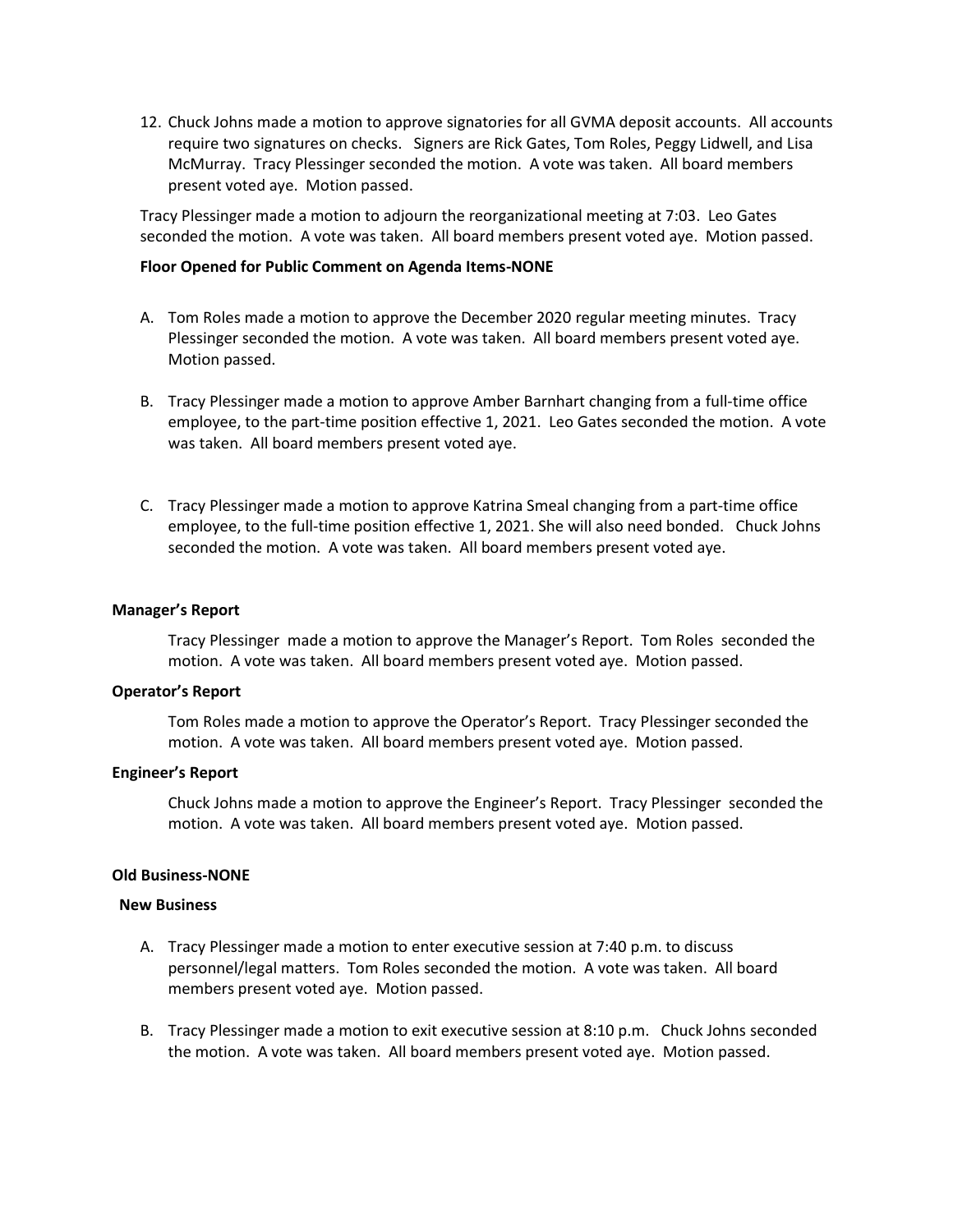12. Chuck Johns made a motion to approve signatories for all GVMA deposit accounts. All accounts require two signatures on checks. Signers are Rick Gates, Tom Roles, Peggy Lidwell, and Lisa McMurray. Tracy Plessinger seconded the motion. A vote was taken. All board members present voted aye. Motion passed.

Tracy Plessinger made a motion to adjourn the reorganizational meeting at 7:03. Leo Gates seconded the motion. A vote was taken. All board members present voted aye. Motion passed.

**Floor Opened for Public Comment on Agenda Items-NONE**

A. Tom Roles made a motion to approve the December 2020 regular meeting minutes. Tracy Plessinger seconded the motion. A vote was taken. All board members present voted aye. Motion passed.

B. Tracy Plessinger made a motion to approve Amber Barnhart changing from a full-time office employee, to the part-time position effective 1, 2021. Leo Gates seconded the motion. A vote was taken. All board members present voted aye.

C. Tracy Plessinger made a motion to approve Katrina Smeal changing from a part-time office employee, to the full-time position effective 1, 2021. She will also need bonded. Chuck Johns seconded the motion. A vote was taken. All board members present voted aye.

**Manager's Report**

Tracy Plessinger made a motion to approve the Manager's Report. Tom Roles seconded the motion. A vote was taken. All board members present voted aye. Motion passed.

**Operator's Report**

Tom Roles made a motion to approve the Operator's Report. Tracy Plessinger seconded the motion. A vote was taken. All board members present voted aye. Motion passed.

**Engineer's Report**

Chuck Johns made a motion to approve the Engineer's Report. Tracy Plessinger seconded the motion. A vote was taken. All board members present voted aye. Motion passed.

**Old Business-NONE**

**New Business**

A. Tracy Plessinger made a motion to enter executive session at 7:40 p.m. to discuss personnel/legal matters. Tom Roles seconded the motion. A vote was taken. All board members present voted aye. Motion passed.

B. Tracy Plessinger made a motion to exit executive session at 8:10 p.m. Chuck Johns seconded the motion. A vote was taken. All board members present voted aye. Motion passed.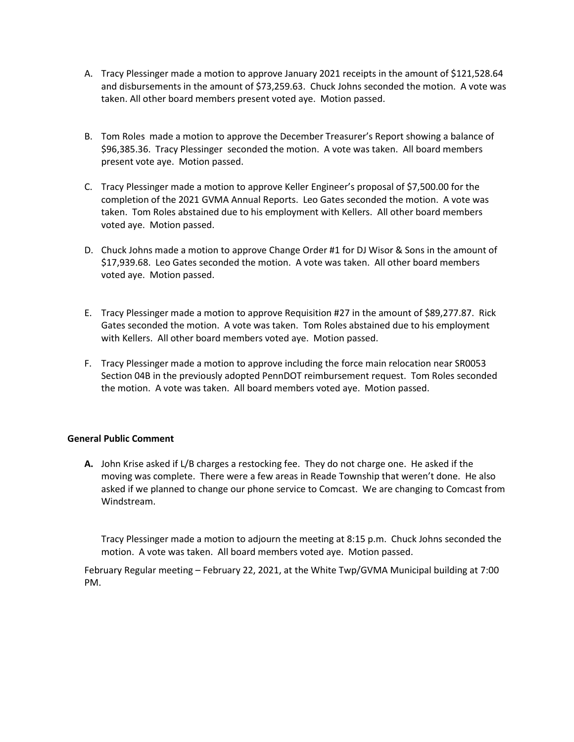A. Tracy Plessinger made a motion to approve January 2021 receipts in the amount of $121,528.64 and disbursements in the amount of $73,259.63. Chuck Johns seconded the motion. A vote was taken. All other board members present voted aye. Motion passed.

B. Tom Roles made a motion to approve the December Treasurer's Report showing a balance of $96,385.36. Tracy Plessinger seconded the motion. A vote was taken. All board members present vote aye. Motion passed.

C. Tracy Plessinger made a motion to approve Keller Engineer's proposal of $7,500.00 for the completion of the 2021 GVMA Annual Reports. Leo Gates seconded the motion. A vote was taken. Tom Roles abstained due to his employment with Kellers. All other board members voted aye. Motion passed.

D. Chuck Johns made a motion to approve Change Order #1 for DJ Wisor & Sons in the amount of $17,939.68. Leo Gates seconded the motion. A vote was taken. All other board members voted aye. Motion passed.

E. Tracy Plessinger made a motion to approve Requisition #27 in the amount of $89,277.87. Rick Gates seconded the motion. A vote was taken. Tom Roles abstained due to his employment with Kellers. All other board members voted aye. Motion passed.

F. Tracy Plessinger made a motion to approve including the force main relocation near SR0053 Section 04B in the previously adopted PennDOT reimbursement request. Tom Roles seconded the motion. A vote was taken. All board members voted aye. Motion passed.

**General Public Comment**

**A.** John Krise asked if L/B charges a restocking fee. They do not charge one. He asked if the moving was complete. There were a few areas in Reade Township that weren't done. He also asked if we planned to change our phone service to Comcast. We are changing to Comcast from Windstream.

Tracy Plessinger made a motion to adjourn the meeting at 8:15 p.m. Chuck Johns seconded the motion. A vote was taken. All board members voted aye. Motion passed.

February Regular meeting – February 22, 2021, at the White Twp/GVMA Municipal building at 7:00 PM.